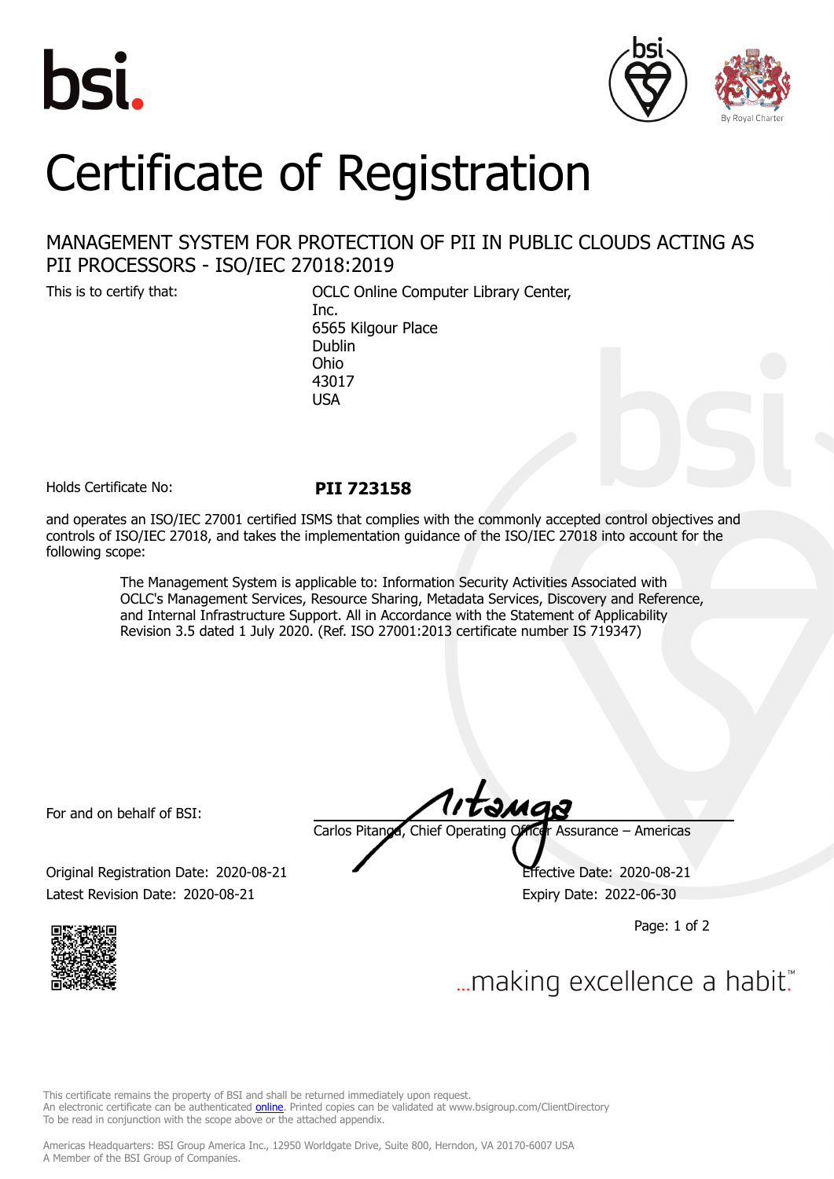bsi.

# Certificate of Registration

## MANAGEMENT SYSTEM FOR PROTECTION OF PII IN PUBLIC CLOUDS ACTING AS PII PROCESSORS - ISO/IEC 27018:2019

This is to certify that:

OCLC Online Computer Library Center, Inc.
6565 Kilgour Place
Dublin
Ohio
43017
USA

Holds Certificate No: **PII 723158**

and operates an ISO/IEC 27001 certified ISMS that complies with the commonly accepted control objectives and controls of ISO/IEC 27018, and takes the implementation guidance of the ISO/IEC 27018 into account for the following scope:

> The Management System is applicable to: Information Security Activities Associated with OCLC's Management Services, Resource Sharing, Metadata Services, Discovery and Reference, and Internal Infrastructure Support. All in Accordance with the Statement of Applicability Revision 3.5 dated 1 July 2020. (Ref. ISO 27001:2013 certificate number IS 719347)

For and on behalf of BSI:

Carlos Pitanga, Chief Operating Officer Assurance – Americas

Original Registration Date: 2020-08-21
Effective Date: 2020-08-21
Latest Revision Date: 2020-08-21
Expiry Date: 2022-06-30

...making excellence a habit.™

This certificate remains the property of BSI and shall be returned immediately upon request.
An electronic certificate can be authenticated online. Printed copies can be validated at www.bsigroup.com/ClientDirectory
To be read in conjunction with the scope above or the attached appendix.

Americas Headquarters: BSI Group America Inc., 12950 Worldgate Drive, Suite 800, Herndon, VA 20170-6007 USA
A Member of the BSI Group of Companies.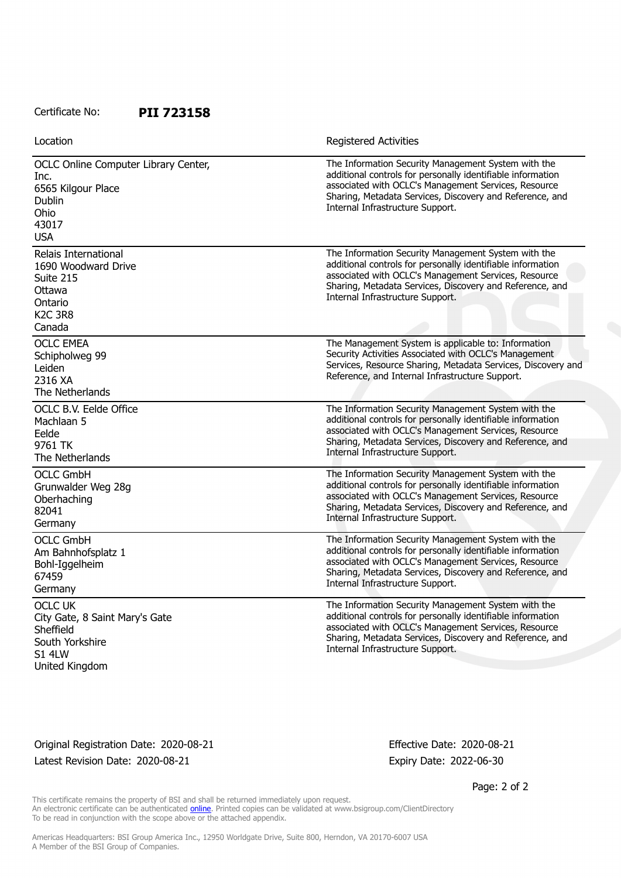Certificate No: **PII 723158**

| Location | Registered Activities |
| --- | --- |
| OCLC Online Computer Library Center, Inc.<br>6565 Kilgour Place<br>Dublin<br>Ohio<br>43017<br>USA | The Information Security Management System with the additional controls for personally identifiable information associated with OCLC's Management Services, Resource Sharing, Metadata Services, Discovery and Reference, and Internal Infrastructure Support. |
| Relais International<br>1690 Woodward Drive<br>Suite 215<br>Ottawa<br>Ontario<br>K2C 3R8<br>Canada | The Information Security Management System with the additional controls for personally identifiable information associated with OCLC's Management Services, Resource Sharing, Metadata Services, Discovery and Reference, and Internal Infrastructure Support. |
| OCLC EMEA<br>Schipholweg 99<br>Leiden<br>2316 XA<br>The Netherlands | The Management System is applicable to: Information Security Activities Associated with OCLC's Management Services, Resource Sharing, Metadata Services, Discovery and Reference, and Internal Infrastructure Support. |
| OCLC B.V. Eelde Office<br>Machlaan 5<br>Eelde<br>9761 TK<br>The Netherlands | The Information Security Management System with the additional controls for personally identifiable information associated with OCLC's Management Services, Resource Sharing, Metadata Services, Discovery and Reference, and Internal Infrastructure Support. |
| OCLC GmbH<br>Grunwalder Weg 28g<br>Oberhaching<br>82041<br>Germany | The Information Security Management System with the additional controls for personally identifiable information associated with OCLC's Management Services, Resource Sharing, Metadata Services, Discovery and Reference, and Internal Infrastructure Support. |
| OCLC GmbH<br>Am Bahnhofsplatz 1<br>Bohl-Iggelheim<br>67459<br>Germany | The Information Security Management System with the additional controls for personally identifiable information associated with OCLC's Management Services, Resource Sharing, Metadata Services, Discovery and Reference, and Internal Infrastructure Support. |
| OCLC UK<br>City Gate, 8 Saint Mary's Gate<br>Sheffield<br>South Yorkshire<br>S1 4LW<br>United Kingdom | The Information Security Management System with the additional controls for personally identifiable information associated with OCLC's Management Services, Resource Sharing, Metadata Services, Discovery and Reference, and Internal Infrastructure Support. |

Original Registration Date: 2020-08-21
Latest Revision Date: 2020-08-21

Effective Date: 2020-08-21
Expiry Date: 2022-06-30

This certificate remains the property of BSI and shall be returned immediately upon request.
An electronic certificate can be authenticated online. Printed copies can be validated at www.bsigroup.com/ClientDirectory
To be read in conjunction with the scope above or the attached appendix.

Americas Headquarters: BSI Group America Inc., 12950 Worldgate Drive, Suite 800, Herndon, VA 20170-6007 USA
A Member of the BSI Group of Companies.